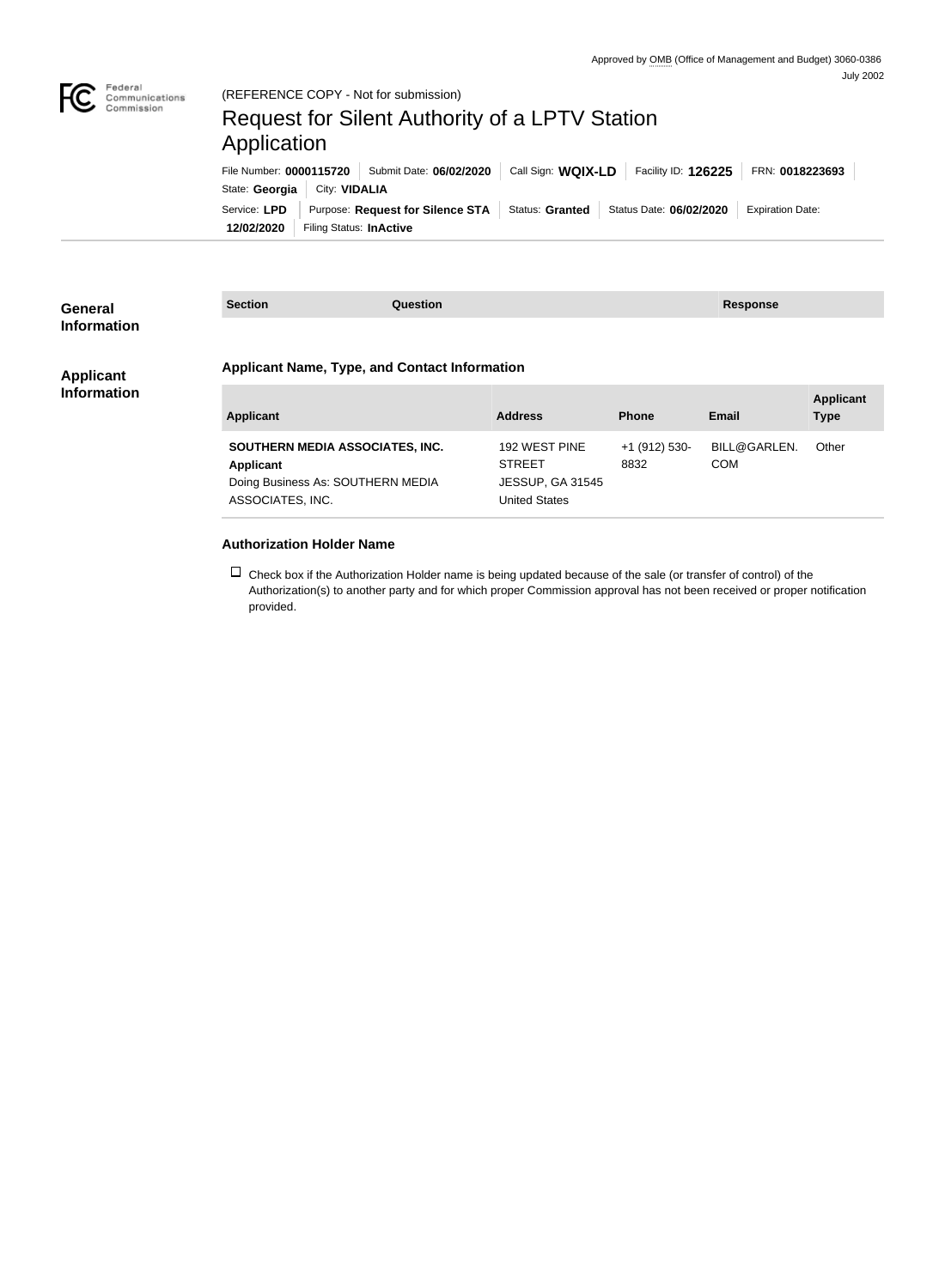Approved by OMB (Office of Management and Budget) 3060-0386
July 2002

Federal Communications Commission

(REFERENCE COPY - Not for submission)

# Request for Silent Authority of a LPTV Station Application

File Number: **0000115720** | Submit Date: **06/02/2020** | Call Sign: **WQIX-LD** | Facility ID: **126225** | FRN: **0018223693** | State: **Georgia** | City: **VIDALIA** | Service: **LPD** | Purpose: **Request for Silence STA** | Status: **Granted** | Status Date: **06/02/2020** | Expiration Date: **12/02/2020** | Filing Status: **InActive**

## General Information

| Section | Question | Response |
|---|---|---|

## Applicant Information

### Applicant Name, Type, and Contact Information

| Applicant | Address | Phone | Email | Applicant Type |
|---|---|---|---|---|
| **SOUTHERN MEDIA ASSOCIATES, INC.** **Applicant** Doing Business As: SOUTHERN MEDIA ASSOCIATES, INC. | 192 WEST PINE STREET JESSUP, GA 31545 United States | +1 (912) 530-8832 | BILL@GARLEN.COM | Other |

### Authorization Holder Name

☐ Check box if the Authorization Holder name is being updated because of the sale (or transfer of control) of the Authorization(s) to another party and for which proper Commission approval has not been received or proper notification provided.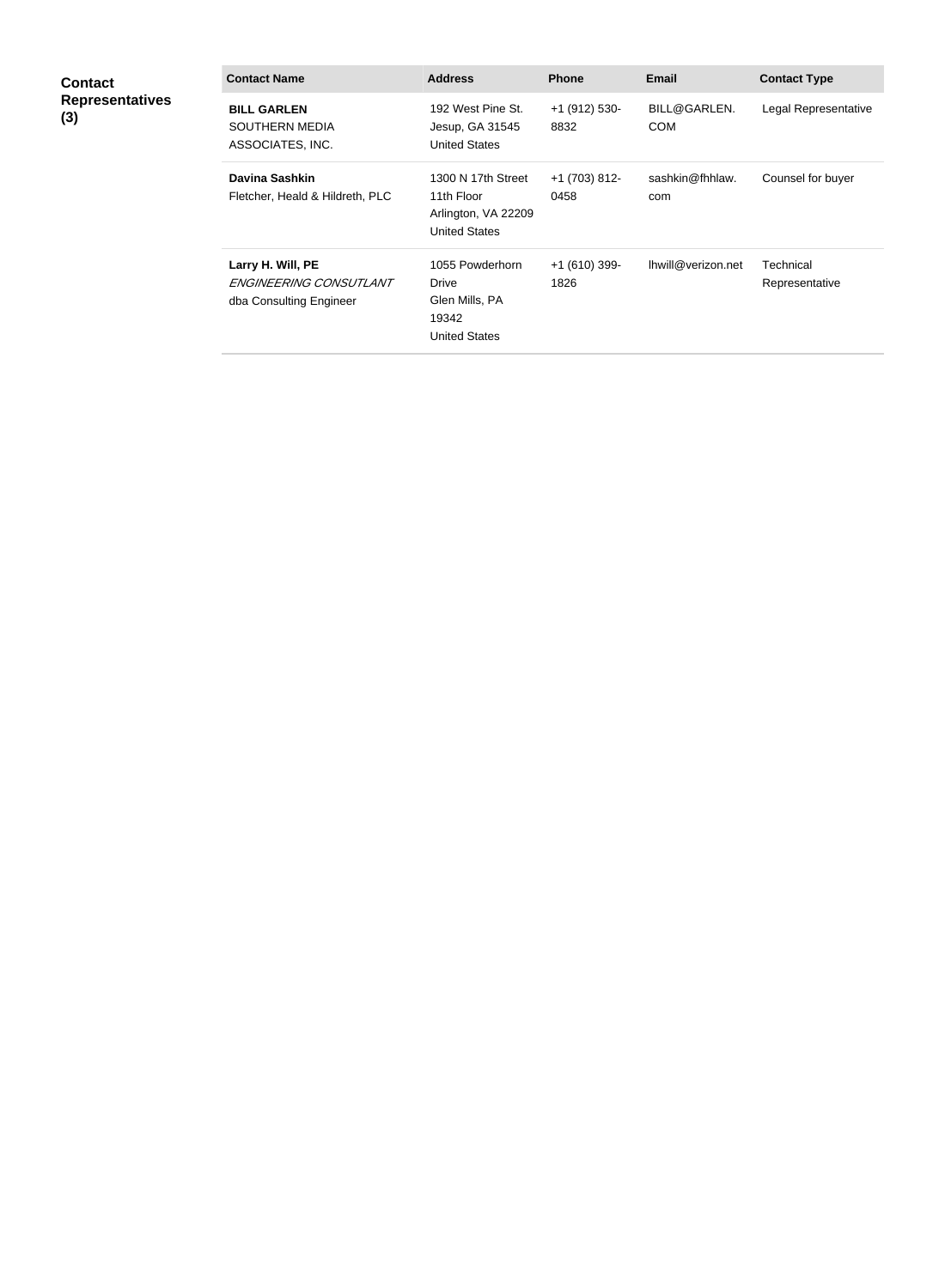**Contact Representatives (3)**

| Contact Name | Address | Phone | Email | Contact Type |
|---|---|---|---|---|
| **BILL GARLEN** SOUTHERN MEDIA ASSOCIATES, INC. | 192 West Pine St. Jesup, GA 31545 United States | +1 (912) 530-8832 | BILL@GARLEN.COM | Legal Representative |
| **Davina Sashkin** Fletcher, Heald & Hildreth, PLC | 1300 N 17th Street 11th Floor Arlington, VA 22209 United States | +1 (703) 812-0458 | sashkin@fhhlaw.com | Counsel for buyer |
| **Larry H. Will, PE** *ENGINEERING CONSUTLANT* dba Consulting Engineer | 1055 Powderhorn Drive Glen Mills, PA 19342 United States | +1 (610) 399-1826 | lhwill@verizon.net | Technical Representative |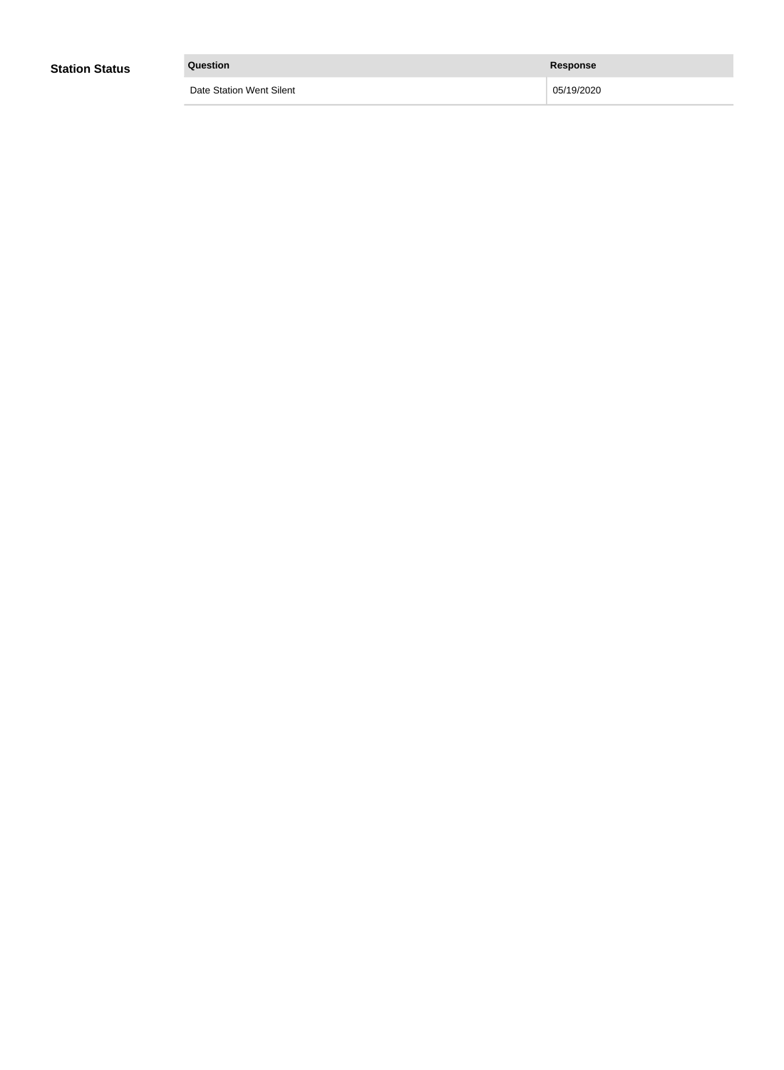## Station Status

| Question | Response |
| --- | --- |
| Date Station Went Silent | 05/19/2020 |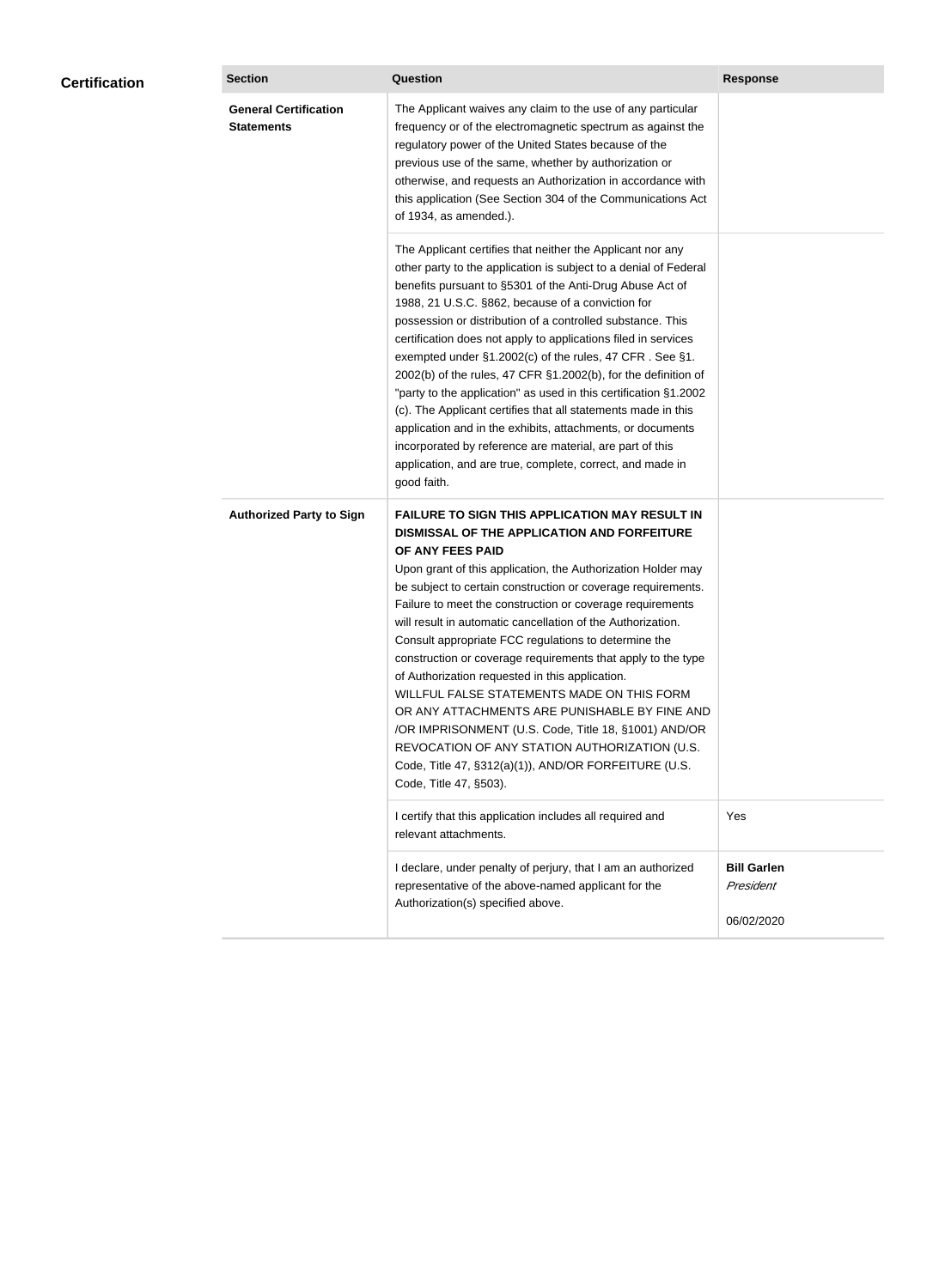## Certification

| Section | Question | Response |
| --- | --- | --- |
| **General Certification Statements** | The Applicant waives any claim to the use of any particular frequency or of the electromagnetic spectrum as against the regulatory power of the United States because of the previous use of the same, whether by authorization or otherwise, and requests an Authorization in accordance with this application (See Section 304 of the Communications Act of 1934, as amended.). | |
| | The Applicant certifies that neither the Applicant nor any other party to the application is subject to a denial of Federal benefits pursuant to §5301 of the Anti-Drug Abuse Act of 1988, 21 U.S.C. §862, because of a conviction for possession or distribution of a controlled substance. This certification does not apply to applications filed in services exempted under §1.2002(c) of the rules, 47 CFR . See §1.2002(b) of the rules, 47 CFR §1.2002(b), for the definition of "party to the application" as used in this certification §1.2002(c). The Applicant certifies that all statements made in this application and in the exhibits, attachments, or documents incorporated by reference are material, are part of this application, and are true, complete, correct, and made in good faith. | |
| **Authorized Party to Sign** | **FAILURE TO SIGN THIS APPLICATION MAY RESULT IN DISMISSAL OF THE APPLICATION AND FORFEITURE OF ANY FEES PAID** Upon grant of this application, the Authorization Holder may be subject to certain construction or coverage requirements. Failure to meet the construction or coverage requirements will result in automatic cancellation of the Authorization. Consult appropriate FCC regulations to determine the construction or coverage requirements that apply to the type of Authorization requested in this application. WILLFUL FALSE STATEMENTS MADE ON THIS FORM OR ANY ATTACHMENTS ARE PUNISHABLE BY FINE AND /OR IMPRISONMENT (U.S. Code, Title 18, §1001) AND/OR REVOCATION OF ANY STATION AUTHORIZATION (U.S. Code, Title 47, §312(a)(1)), AND/OR FORFEITURE (U.S. Code, Title 47, §503). | |
| | I certify that this application includes all required and relevant attachments. | Yes |
| | I declare, under penalty of perjury, that I am an authorized representative of the above-named applicant for the Authorization(s) specified above. | **Bill Garlen** *President* 06/02/2020 |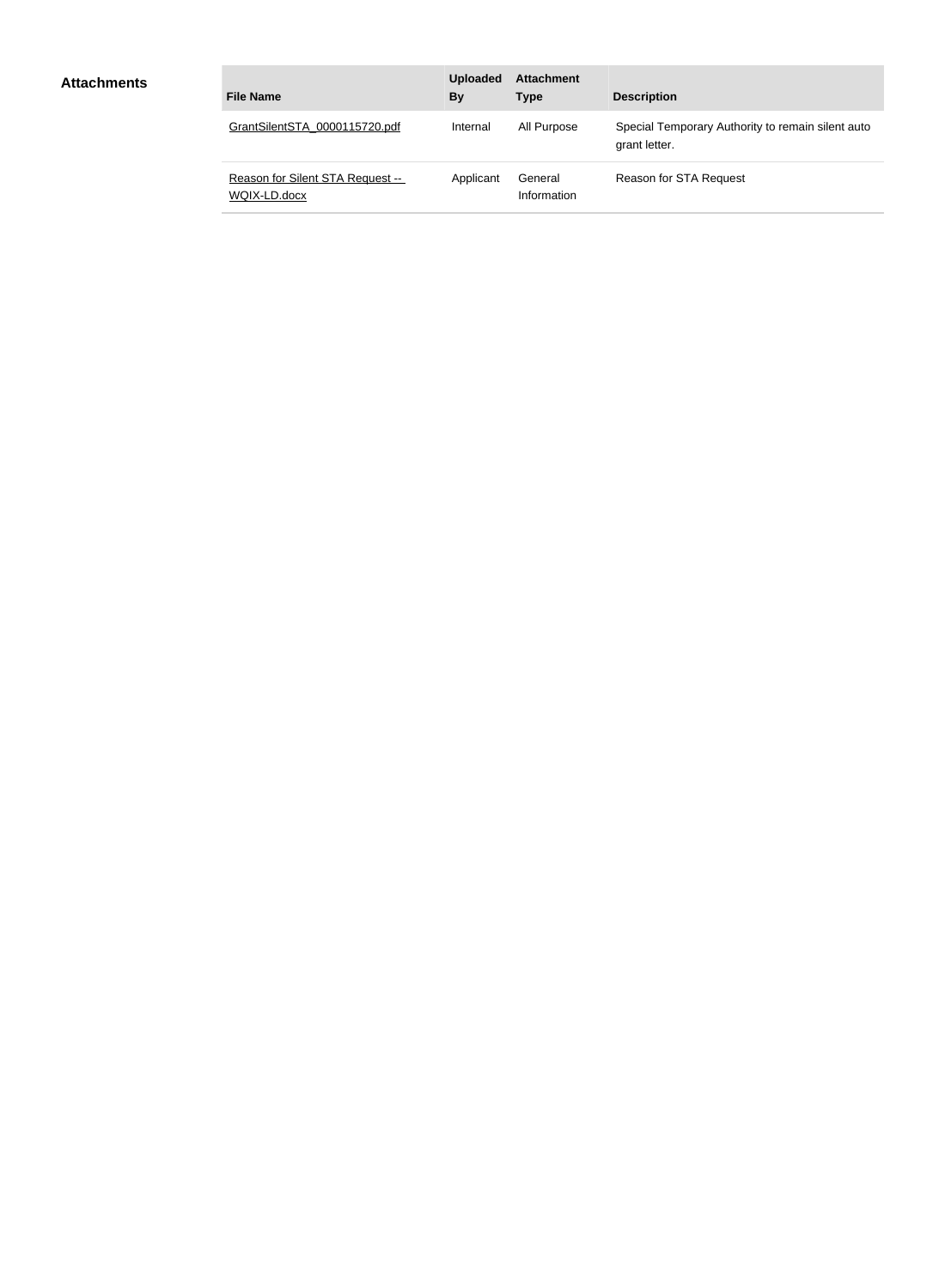**Attachments**

| File Name | Uploaded By | Attachment Type | Description |
|---|---|---|---|
| GrantSilentSTA_0000115720.pdf | Internal | All Purpose | Special Temporary Authority to remain silent auto grant letter. |
| Reason for Silent STA Request -- WQIX-LD.docx | Applicant | General Information | Reason for STA Request |